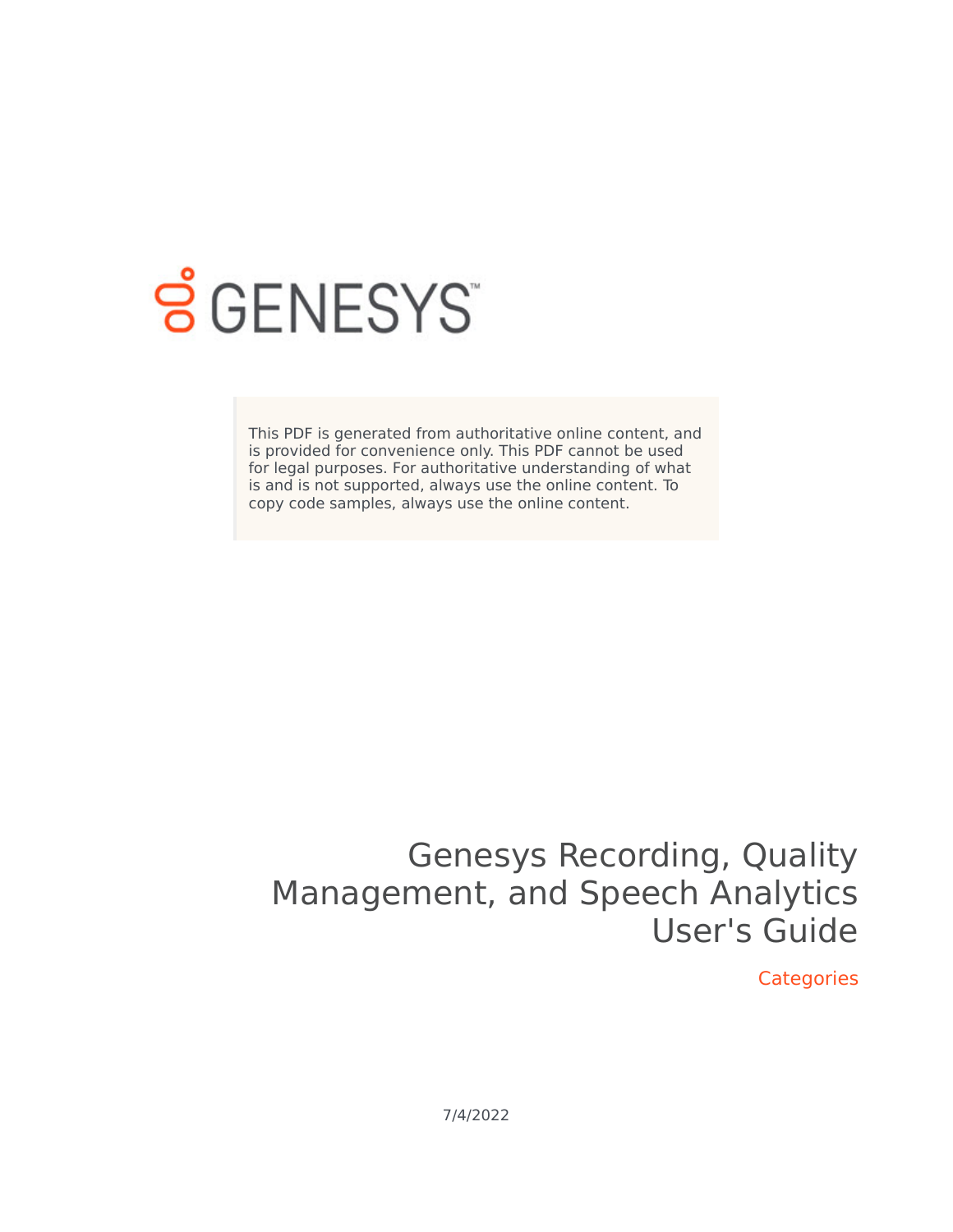GENESYS

This PDF is generated from authoritative online content, and is provided for convenience only. This PDF cannot be used for legal purposes. For authoritative understanding of what is and is not supported, always use the online content. To copy code samples, always use the online content.

# Genesys Recording, Quality Management, and Speech Analytics User's Guide

Categories

7/4/2022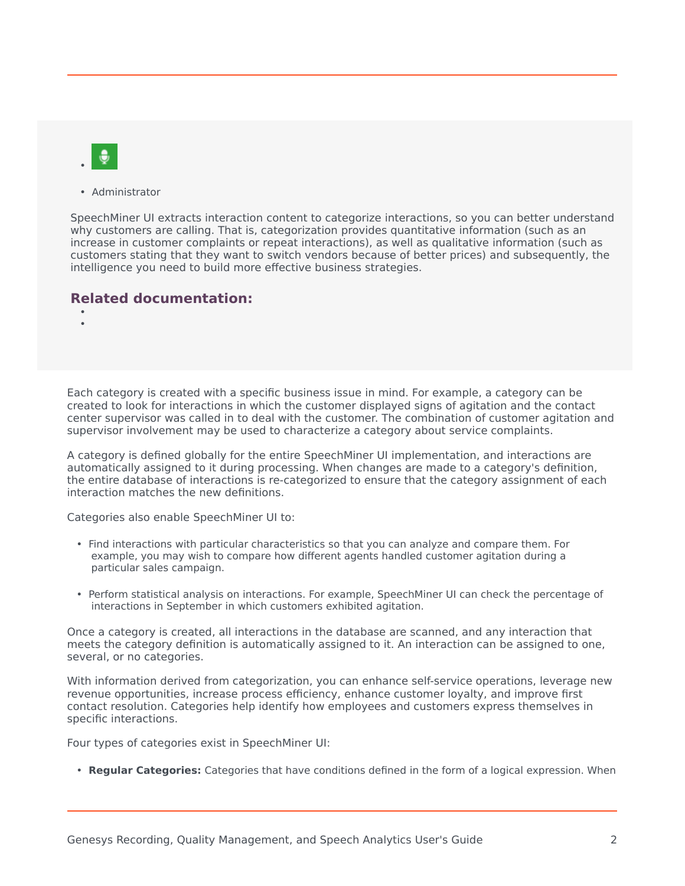- Administrator

SpeechMiner UI extracts interaction content to categorize interactions, so you can better understand why customers are calling. That is, categorization provides quantitative information (such as an increase in customer complaints or repeat interactions), as well as qualitative information (such as customers stating that they want to switch vendors because of better prices) and subsequently, the intelligence you need to build more effective business strategies.

## Related documentation:

Each category is created with a specific business issue in mind. For example, a category can be created to look for interactions in which the customer displayed signs of agitation and the contact center supervisor was called in to deal with the customer. The combination of customer agitation and supervisor involvement may be used to characterize a category about service complaints.

A category is defined globally for the entire SpeechMiner UI implementation, and interactions are automatically assigned to it during processing. When changes are made to a category's definition, the entire database of interactions is re-categorized to ensure that the category assignment of each interaction matches the new definitions.

Categories also enable SpeechMiner UI to:

- Find interactions with particular characteristics so that you can analyze and compare them. For example, you may wish to compare how different agents handled customer agitation during a particular sales campaign.
- Perform statistical analysis on interactions. For example, SpeechMiner UI can check the percentage of interactions in September in which customers exhibited agitation.

Once a category is created, all interactions in the database are scanned, and any interaction that meets the category definition is automatically assigned to it. An interaction can be assigned to one, several, or no categories.

With information derived from categorization, you can enhance self-service operations, leverage new revenue opportunities, increase process efficiency, enhance customer loyalty, and improve first contact resolution. Categories help identify how employees and customers express themselves in specific interactions.

Four types of categories exist in SpeechMiner UI:

- **Regular Categories:** Categories that have conditions defined in the form of a logical expression. When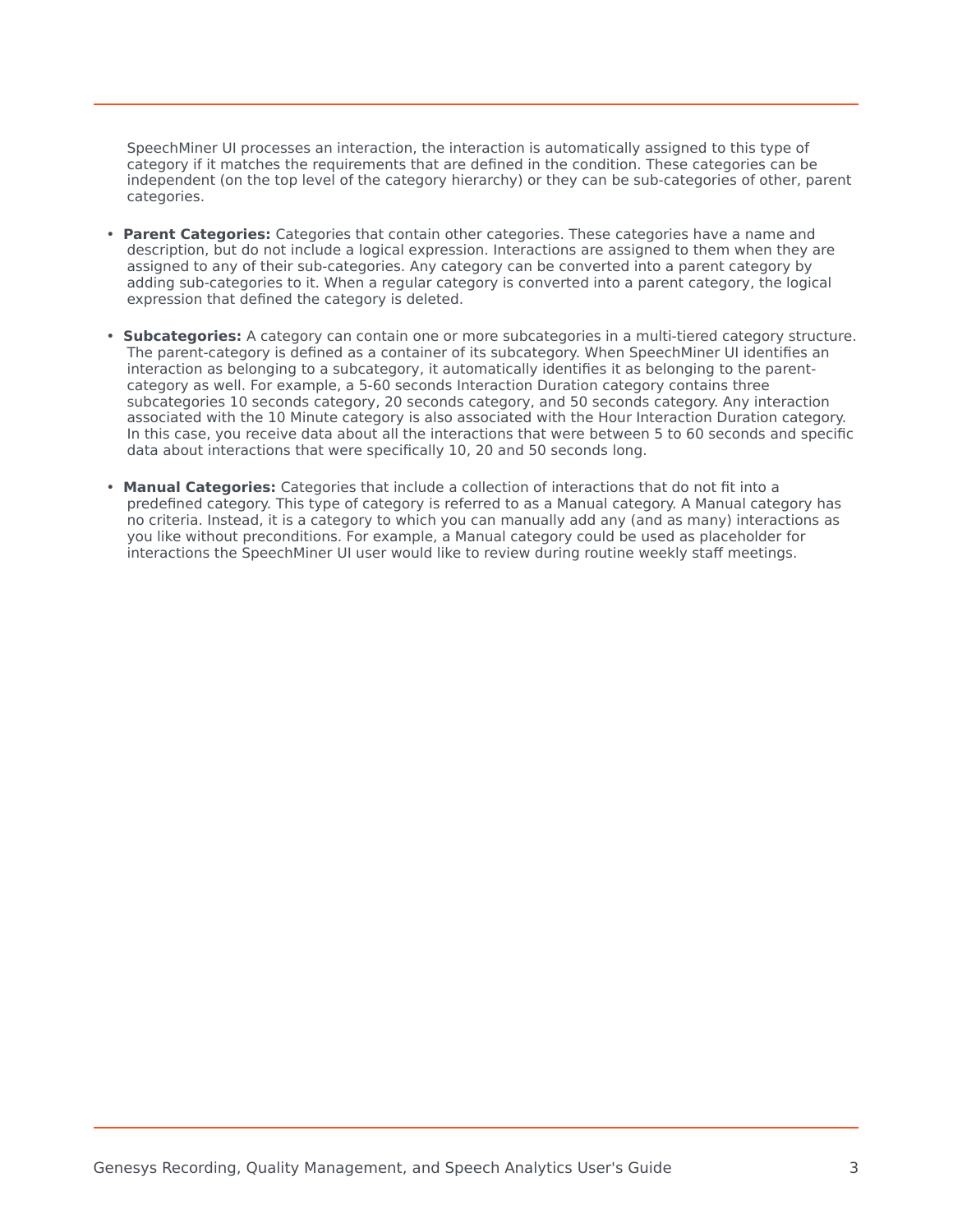SpeechMiner UI processes an interaction, the interaction is automatically assigned to this type of category if it matches the requirements that are defined in the condition. These categories can be independent (on the top level of the category hierarchy) or they can be sub-categories of other, parent categories.

- **Parent Categories:** Categories that contain other categories. These categories have a name and description, but do not include a logical expression. Interactions are assigned to them when they are assigned to any of their sub-categories. Any category can be converted into a parent category by adding sub-categories to it. When a regular category is converted into a parent category, the logical expression that defined the category is deleted.

- **Subcategories:** A category can contain one or more subcategories in a multi-tiered category structure. The parent-category is defined as a container of its subcategory. When SpeechMiner UI identifies an interaction as belonging to a subcategory, it automatically identifies it as belonging to the parent-category as well. For example, a 5-60 seconds Interaction Duration category contains three subcategories 10 seconds category, 20 seconds category, and 50 seconds category. Any interaction associated with the 10 Minute category is also associated with the Hour Interaction Duration category. In this case, you receive data about all the interactions that were between 5 to 60 seconds and specific data about interactions that were specifically 10, 20 and 50 seconds long.

- **Manual Categories:** Categories that include a collection of interactions that do not fit into a predefined category. This type of category is referred to as a Manual category. A Manual category has no criteria. Instead, it is a category to which you can manually add any (and as many) interactions as you like without preconditions. For example, a Manual category could be used as placeholder for interactions the SpeechMiner UI user would like to review during routine weekly staff meetings.